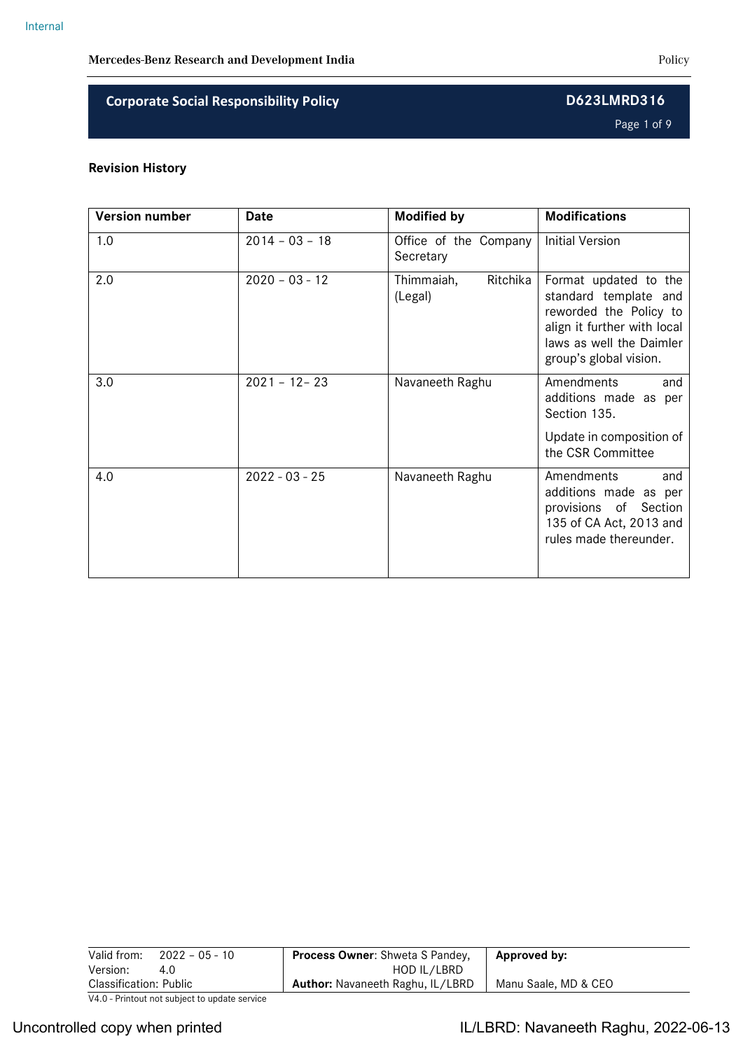# Corporate Social Responsibility Policy

D623LMRD316

**Revision History**

| Version number | Date | Modified by | Modifications |
|---|---|---|---|
| 1.0 | 2014 – 03 – 18 | Office of the Company Secretary | Initial Version |
| 2.0 | 2020 – 03 - 12 | Thimmaiah, Ritchika (Legal) | Format updated to the standard template and reworded the Policy to align it further with local laws as well the Daimler group's global vision. |
| 3.0 | 2021 – 12– 23 | Navaneeth Raghu | Amendments and additions made as per Section 135. Update in composition of the CSR Committee |
| 4.0 | 2022 - 03 - 25 | Navaneeth Raghu | Amendments and additions made as per provisions of Section 135 of CA Act, 2013 and rules made thereunder. |

| Valid from: 2022 – 05 - 10 | **Process Owner**: Shweta S Pandey, HOD IL/LBRD | **Approved by:** |
|---|---|---|
| Version: 4.0 | | |
| Classification: Public | **Author:** Navaneeth Raghu, IL/LBRD | Manu Saale, MD & CEO |

V4.0 - Printout not subject to update service

Uncontrolled copy when printed

IL/LBRD: Navaneeth Raghu, 2022-06-13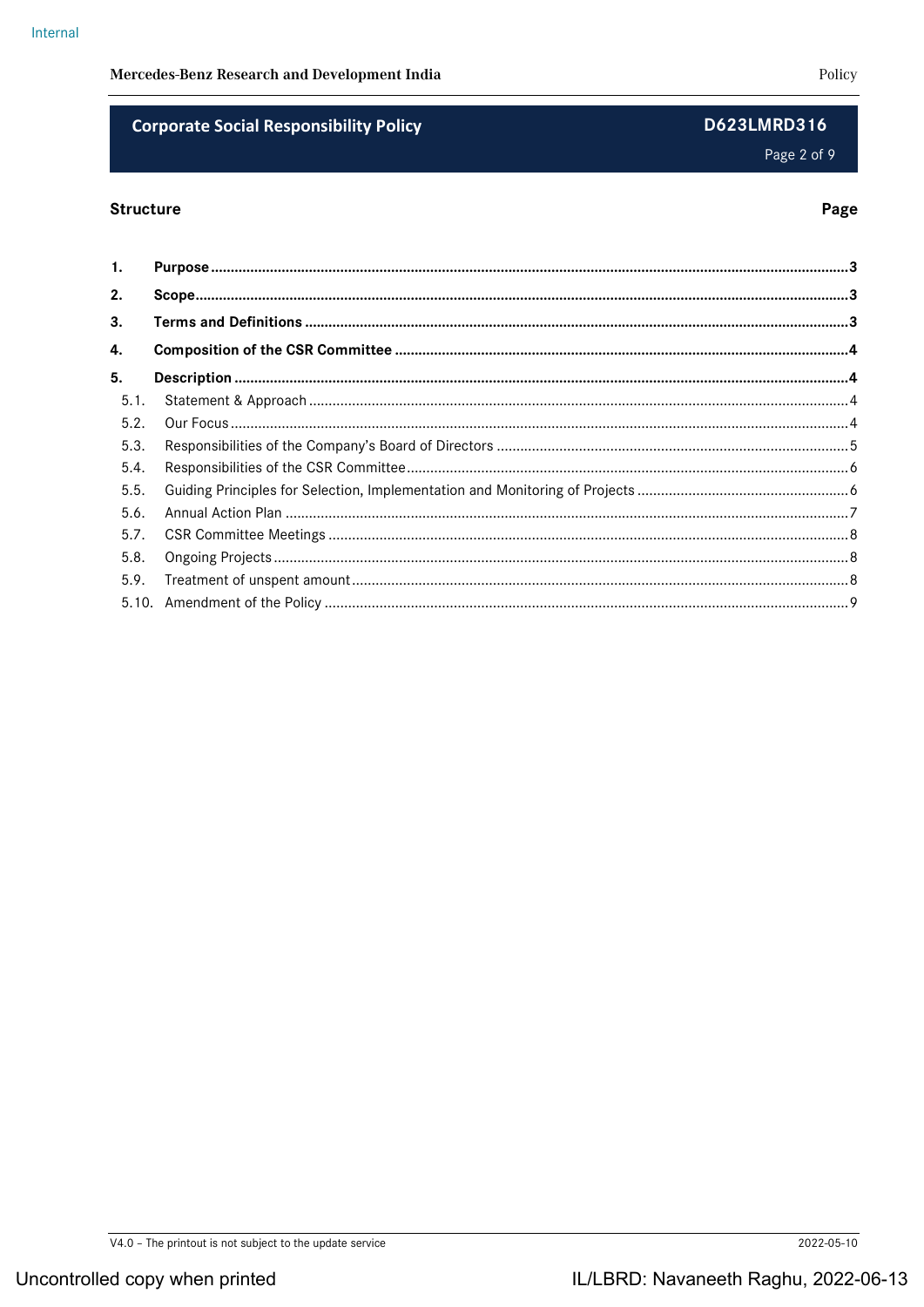## Structure

| | | Page |
|---|---|---|
| **1.** | **Purpose** | **3** |
| **2.** | **Scope** | **3** |
| **3.** | **Terms and Definitions** | **3** |
| **4.** | **Composition of the CSR Committee** | **4** |
| **5.** | **Description** | **4** |
| 5.1. | Statement & Approach | 4 |
| 5.2. | Our Focus | 4 |
| 5.3. | Responsibilities of the Company's Board of Directors | 5 |
| 5.4. | Responsibilities of the CSR Committee | 6 |
| 5.5. | Guiding Principles for Selection, Implementation and Monitoring of Projects | 6 |
| 5.6. | Annual Action Plan | 7 |
| 5.7. | CSR Committee Meetings | 8 |
| 5.8. | Ongoing Projects | 8 |
| 5.9. | Treatment of unspent amount | 8 |
| 5.10. | Amendment of the Policy | 9 |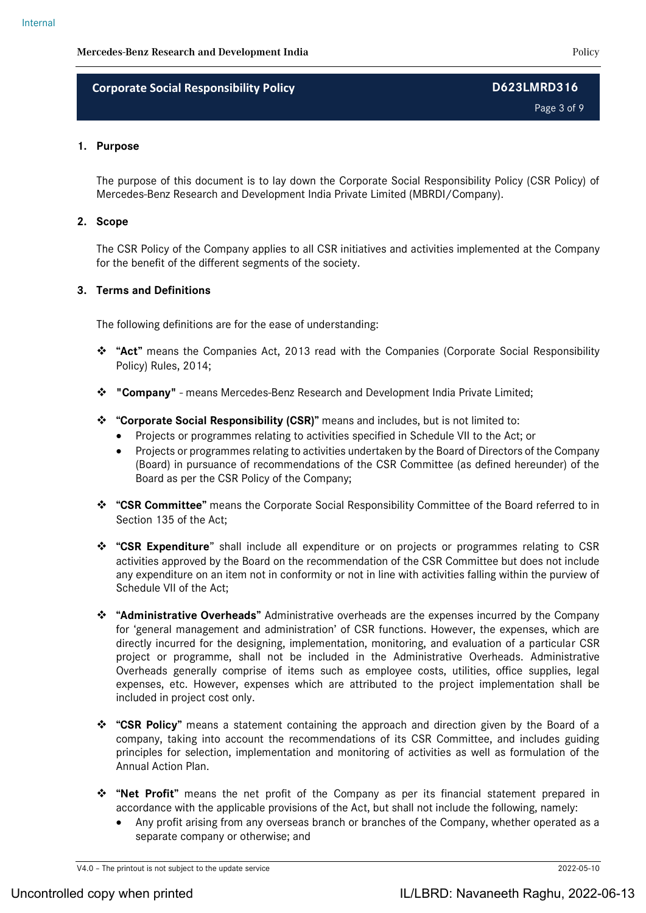## 1. Purpose

The purpose of this document is to lay down the Corporate Social Responsibility Policy (CSR Policy) of Mercedes-Benz Research and Development India Private Limited (MBRDI/Company).

## 2. Scope

The CSR Policy of the Company applies to all CSR initiatives and activities implemented at the Company for the benefit of the different segments of the society.

## 3. Terms and Definitions

The following definitions are for the ease of understanding:

- **"Act"** means the Companies Act, 2013 read with the Companies (Corporate Social Responsibility Policy) Rules, 2014;
- **"Company"** - means Mercedes-Benz Research and Development India Private Limited;
- **"Corporate Social Responsibility (CSR)"** means and includes, but is not limited to:
  - Projects or programmes relating to activities specified in Schedule VII to the Act; or
  - Projects or programmes relating to activities undertaken by the Board of Directors of the Company (Board) in pursuance of recommendations of the CSR Committee (as defined hereunder) of the Board as per the CSR Policy of the Company;
- **"CSR Committee"** means the Corporate Social Responsibility Committee of the Board referred to in Section 135 of the Act;
- **"CSR Expenditure"** shall include all expenditure or on projects or programmes relating to CSR activities approved by the Board on the recommendation of the CSR Committee but does not include any expenditure on an item not in conformity or not in line with activities falling within the purview of Schedule VII of the Act;
- **"Administrative Overheads"** Administrative overheads are the expenses incurred by the Company for 'general management and administration' of CSR functions. However, the expenses, which are directly incurred for the designing, implementation, monitoring, and evaluation of a particular CSR project or programme, shall not be included in the Administrative Overheads. Administrative Overheads generally comprise of items such as employee costs, utilities, office supplies, legal expenses, etc. However, expenses which are attributed to the project implementation shall be included in project cost only.
- **"CSR Policy"** means a statement containing the approach and direction given by the Board of a company, taking into account the recommendations of its CSR Committee, and includes guiding principles for selection, implementation and monitoring of activities as well as formulation of the Annual Action Plan.
- **"Net Profit"** means the net profit of the Company as per its financial statement prepared in accordance with the applicable provisions of the Act, but shall not include the following, namely:
  - Any profit arising from any overseas branch or branches of the Company, whether operated as a separate company or otherwise; and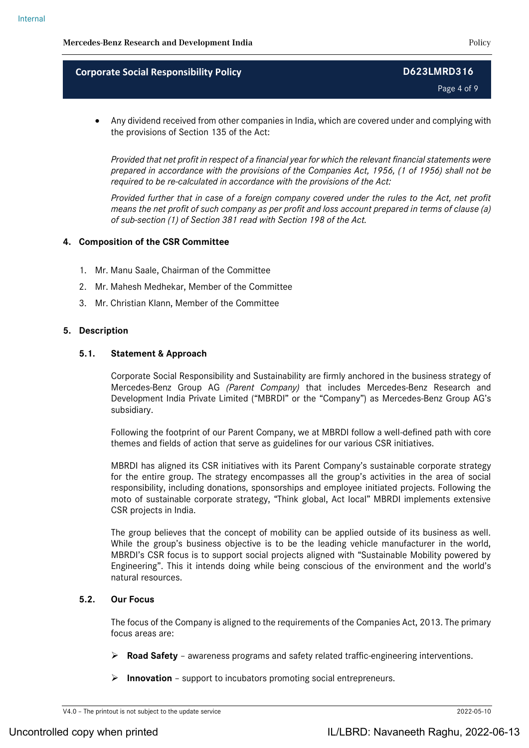- Any dividend received from other companies in India, which are covered under and complying with the provisions of Section 135 of the Act:

  *Provided that net profit in respect of a financial year for which the relevant financial statements were prepared in accordance with the provisions of the Companies Act, 1956, (1 of 1956) shall not be required to be re-calculated in accordance with the provisions of the Act:*

  *Provided further that in case of a foreign company covered under the rules to the Act, net profit means the net profit of such company as per profit and loss account prepared in terms of clause (a) of sub-section (1) of Section 381 read with Section 198 of the Act.*

## 4. Composition of the CSR Committee

1. Mr. Manu Saale, Chairman of the Committee
2. Mr. Mahesh Medhekar, Member of the Committee
3. Mr. Christian Klann, Member of the Committee

## 5. Description

### 5.1. Statement & Approach

Corporate Social Responsibility and Sustainability are firmly anchored in the business strategy of Mercedes-Benz Group AG *(Parent Company)* that includes Mercedes-Benz Research and Development India Private Limited ("MBRDI" or the "Company") as Mercedes-Benz Group AG's subsidiary.

Following the footprint of our Parent Company, we at MBRDI follow a well-defined path with core themes and fields of action that serve as guidelines for our various CSR initiatives.

MBRDI has aligned its CSR initiatives with its Parent Company's sustainable corporate strategy for the entire group. The strategy encompasses all the group's activities in the area of social responsibility, including donations, sponsorships and employee initiated projects. Following the moto of sustainable corporate strategy, "Think global, Act local" MBRDI implements extensive CSR projects in India.

The group believes that the concept of mobility can be applied outside of its business as well. While the group's business objective is to be the leading vehicle manufacturer in the world, MBRDI's CSR focus is to support social projects aligned with "Sustainable Mobility powered by Engineering". This it intends doing while being conscious of the environment and the world's natural resources.

### 5.2. Our Focus

The focus of the Company is aligned to the requirements of the Companies Act, 2013. The primary focus areas are:

- **Road Safety** – awareness programs and safety related traffic-engineering interventions.
- **Innovation** – support to incubators promoting social entrepreneurs.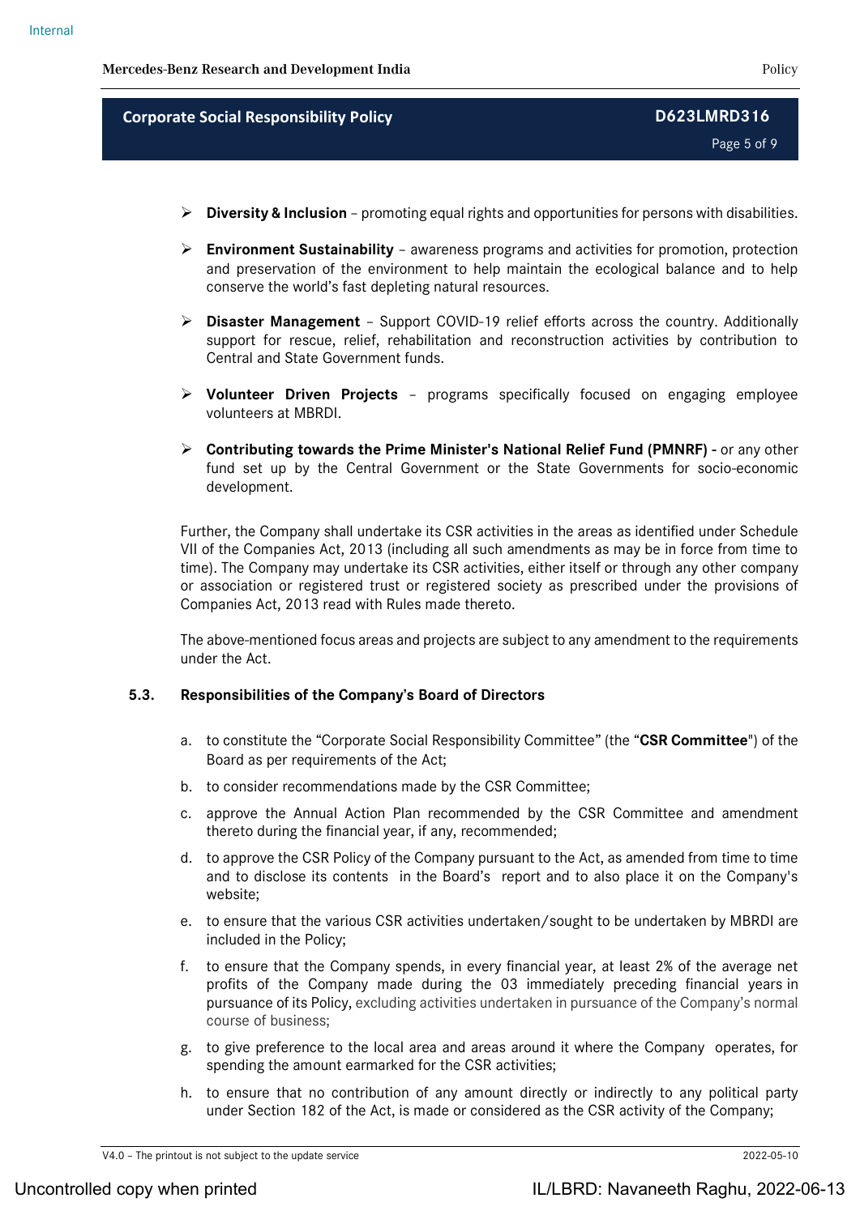- **Diversity & Inclusion** – promoting equal rights and opportunities for persons with disabilities.
- **Environment Sustainability** – awareness programs and activities for promotion, protection and preservation of the environment to help maintain the ecological balance and to help conserve the world's fast depleting natural resources.
- **Disaster Management** – Support COVID-19 relief efforts across the country. Additionally support for rescue, relief, rehabilitation and reconstruction activities by contribution to Central and State Government funds.
- **Volunteer Driven Projects** – programs specifically focused on engaging employee volunteers at MBRDI.
- **Contributing towards the Prime Minister's National Relief Fund (PMNRF) -** or any other fund set up by the Central Government or the State Governments for socio-economic development.

Further, the Company shall undertake its CSR activities in the areas as identified under Schedule VII of the Companies Act, 2013 (including all such amendments as may be in force from time to time). The Company may undertake its CSR activities, either itself or through any other company or association or registered trust or registered society as prescribed under the provisions of Companies Act, 2013 read with Rules made thereto.

The above-mentioned focus areas and projects are subject to any amendment to the requirements under the Act.

### 5.3. Responsibilities of the Company's Board of Directors

a. to constitute the "Corporate Social Responsibility Committee" (the "**CSR Committee**") of the Board as per requirements of the Act;

b. to consider recommendations made by the CSR Committee;

c. approve the Annual Action Plan recommended by the CSR Committee and amendment thereto during the financial year, if any, recommended;

d. to approve the CSR Policy of the Company pursuant to the Act, as amended from time to time and to disclose its contents in the Board's report and to also place it on the Company's website;

e. to ensure that the various CSR activities undertaken/sought to be undertaken by MBRDI are included in the Policy;

f. to ensure that the Company spends, in every financial year, at least 2% of the average net profits of the Company made during the 03 immediately preceding financial years in pursuance of its Policy, excluding activities undertaken in pursuance of the Company's normal course of business;

g. to give preference to the local area and areas around it where the Company operates, for spending the amount earmarked for the CSR activities;

h. to ensure that no contribution of any amount directly or indirectly to any political party under Section 182 of the Act, is made or considered as the CSR activity of the Company;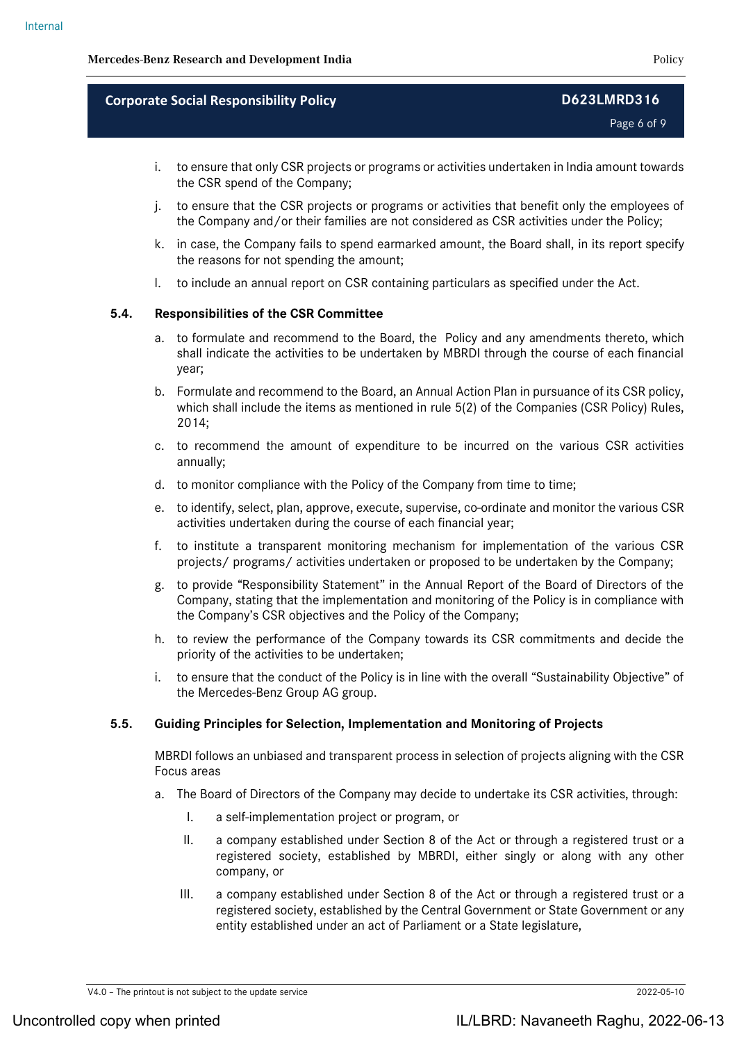i. to ensure that only CSR projects or programs or activities undertaken in India amount towards the CSR spend of the Company;

j. to ensure that the CSR projects or programs or activities that benefit only the employees of the Company and/or their families are not considered as CSR activities under the Policy;

k. in case, the Company fails to spend earmarked amount, the Board shall, in its report specify the reasons for not spending the amount;

l. to include an annual report on CSR containing particulars as specified under the Act.

### 5.4. Responsibilities of the CSR Committee

a. to formulate and recommend to the Board, the Policy and any amendments thereto, which shall indicate the activities to be undertaken by MBRDI through the course of each financial year;

b. Formulate and recommend to the Board, an Annual Action Plan in pursuance of its CSR policy, which shall include the items as mentioned in rule 5(2) of the Companies (CSR Policy) Rules, 2014;

c. to recommend the amount of expenditure to be incurred on the various CSR activities annually;

d. to monitor compliance with the Policy of the Company from time to time;

e. to identify, select, plan, approve, execute, supervise, co-ordinate and monitor the various CSR activities undertaken during the course of each financial year;

f. to institute a transparent monitoring mechanism for implementation of the various CSR projects/ programs/ activities undertaken or proposed to be undertaken by the Company;

g. to provide "Responsibility Statement" in the Annual Report of the Board of Directors of the Company, stating that the implementation and monitoring of the Policy is in compliance with the Company's CSR objectives and the Policy of the Company;

h. to review the performance of the Company towards its CSR commitments and decide the priority of the activities to be undertaken;

i. to ensure that the conduct of the Policy is in line with the overall "Sustainability Objective" of the Mercedes-Benz Group AG group.

### 5.5. Guiding Principles for Selection, Implementation and Monitoring of Projects

MBRDI follows an unbiased and transparent process in selection of projects aligning with the CSR Focus areas

a. The Board of Directors of the Company may decide to undertake its CSR activities, through:

   I. a self-implementation project or program, or

   II. a company established under Section 8 of the Act or through a registered trust or a registered society, established by MBRDI, either singly or along with any other company, or

   III. a company established under Section 8 of the Act or through a registered trust or a registered society, established by the Central Government or State Government or any entity established under an act of Parliament or a State legislature,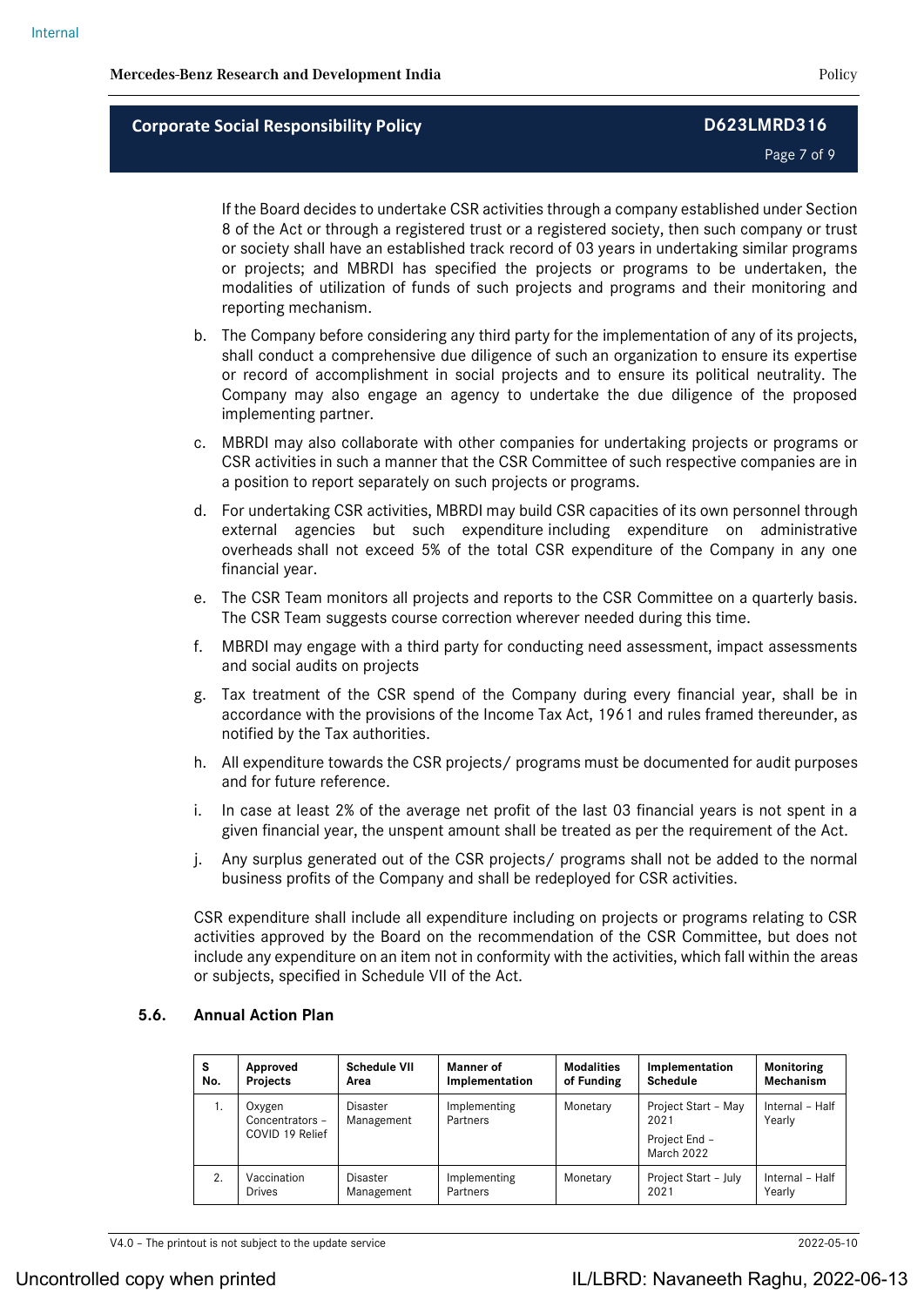If the Board decides to undertake CSR activities through a company established under Section 8 of the Act or through a registered trust or a registered society, then such company or trust or society shall have an established track record of 03 years in undertaking similar programs or projects; and MBRDI has specified the projects or programs to be undertaken, the modalities of utilization of funds of such projects and programs and their monitoring and reporting mechanism.

b. The Company before considering any third party for the implementation of any of its projects, shall conduct a comprehensive due diligence of such an organization to ensure its expertise or record of accomplishment in social projects and to ensure its political neutrality. The Company may also engage an agency to undertake the due diligence of the proposed implementing partner.

c. MBRDI may also collaborate with other companies for undertaking projects or programs or CSR activities in such a manner that the CSR Committee of such respective companies are in a position to report separately on such projects or programs.

d. For undertaking CSR activities, MBRDI may build CSR capacities of its own personnel through external agencies but such expenditure including expenditure on administrative overheads shall not exceed 5% of the total CSR expenditure of the Company in any one financial year.

e. The CSR Team monitors all projects and reports to the CSR Committee on a quarterly basis. The CSR Team suggests course correction wherever needed during this time.

f. MBRDI may engage with a third party for conducting need assessment, impact assessments and social audits on projects

g. Tax treatment of the CSR spend of the Company during every financial year, shall be in accordance with the provisions of the Income Tax Act, 1961 and rules framed thereunder, as notified by the Tax authorities.

h. All expenditure towards the CSR projects/ programs must be documented for audit purposes and for future reference.

i. In case at least 2% of the average net profit of the last 03 financial years is not spent in a given financial year, the unspent amount shall be treated as per the requirement of the Act.

j. Any surplus generated out of the CSR projects/ programs shall not be added to the normal business profits of the Company and shall be redeployed for CSR activities.

CSR expenditure shall include all expenditure including on projects or programs relating to CSR activities approved by the Board on the recommendation of the CSR Committee, but does not include any expenditure on an item not in conformity with the activities, which fall within the areas or subjects, specified in Schedule VII of the Act.

### 5.6. Annual Action Plan

| S No. | Approved Projects | Schedule VII Area | Manner of Implementation | Modalities of Funding | Implementation Schedule | Monitoring Mechanism |
|---|---|---|---|---|---|---|
| 1. | Oxygen Concentrators – COVID 19 Relief | Disaster Management | Implementing Partners | Monetary | Project Start – May 2021<br>Project End – March 2022 | Internal – Half Yearly |
| 2. | Vaccination Drives | Disaster Management | Implementing Partners | Monetary | Project Start – July 2021 | Internal – Half Yearly |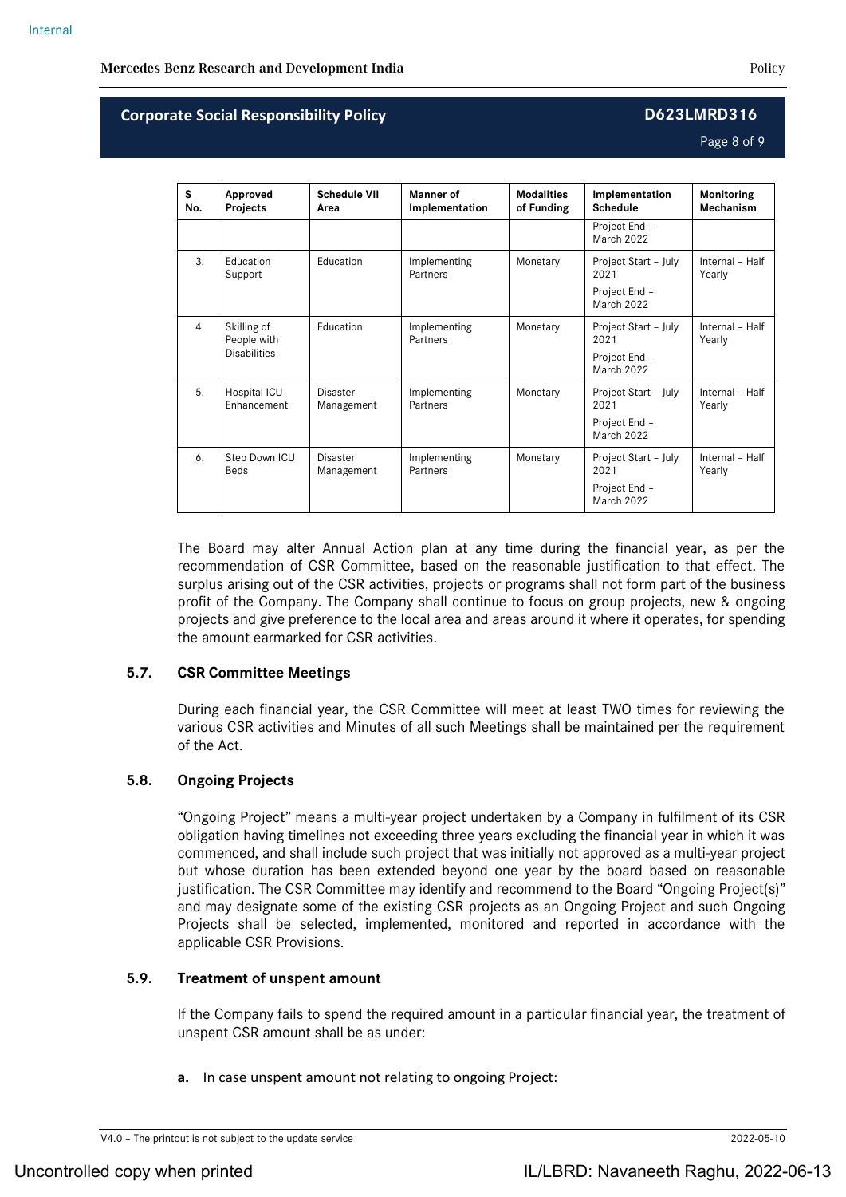| S No. | Approved Projects | Schedule VII Area | Manner of Implementation | Modalities of Funding | Implementation Schedule | Monitoring Mechanism |
|---|---|---|---|---|---|---|
| | | | | | Project End – March 2022 | |
| 3. | Education Support | Education | Implementing Partners | Monetary | Project Start – July 2021<br>Project End – March 2022 | Internal – Half Yearly |
| 4. | Skilling of People with Disabilities | Education | Implementing Partners | Monetary | Project Start – July 2021<br>Project End – March 2022 | Internal – Half Yearly |
| 5. | Hospital ICU Enhancement | Disaster Management | Implementing Partners | Monetary | Project Start – July 2021<br>Project End – March 2022 | Internal – Half Yearly |
| 6. | Step Down ICU Beds | Disaster Management | Implementing Partners | Monetary | Project Start – July 2021<br>Project End – March 2022 | Internal – Half Yearly |

The Board may alter Annual Action plan at any time during the financial year, as per the recommendation of CSR Committee, based on the reasonable justification to that effect. The surplus arising out of the CSR activities, projects or programs shall not form part of the business profit of the Company. The Company shall continue to focus on group projects, new & ongoing projects and give preference to the local area and areas around it where it operates, for spending the amount earmarked for CSR activities.

### 5.7. CSR Committee Meetings

During each financial year, the CSR Committee will meet at least TWO times for reviewing the various CSR activities and Minutes of all such Meetings shall be maintained per the requirement of the Act.

### 5.8. Ongoing Projects

"Ongoing Project" means a multi-year project undertaken by a Company in fulfilment of its CSR obligation having timelines not exceeding three years excluding the financial year in which it was commenced, and shall include such project that was initially not approved as a multi-year project but whose duration has been extended beyond one year by the board based on reasonable justification. The CSR Committee may identify and recommend to the Board "Ongoing Project(s)" and may designate some of the existing CSR projects as an Ongoing Project and such Ongoing Projects shall be selected, implemented, monitored and reported in accordance with the applicable CSR Provisions.

### 5.9. Treatment of unspent amount

If the Company fails to spend the required amount in a particular financial year, the treatment of unspent CSR amount shall be as under:

**a.** In case unspent amount not relating to ongoing Project: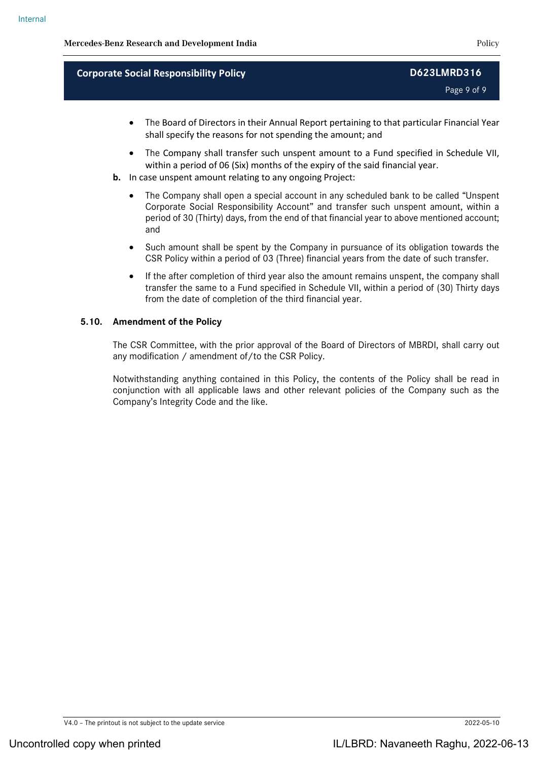- The Board of Directors in their Annual Report pertaining to that particular Financial Year shall specify the reasons for not spending the amount; and
- The Company shall transfer such unspent amount to a Fund specified in Schedule VII, within a period of 06 (Six) months of the expiry of the said financial year.

**b.** In case unspent amount relating to any ongoing Project:

- The Company shall open a special account in any scheduled bank to be called “Unspent Corporate Social Responsibility Account” and transfer such unspent amount, within a period of 30 (Thirty) days, from the end of that financial year to above mentioned account; and
- Such amount shall be spent by the Company in pursuance of its obligation towards the CSR Policy within a period of 03 (Three) financial years from the date of such transfer.
- If the after completion of third year also the amount remains unspent, the company shall transfer the same to a Fund specified in Schedule VII, within a period of (30) Thirty days from the date of completion of the third financial year.

### 5.10. Amendment of the Policy

The CSR Committee, with the prior approval of the Board of Directors of MBRDI, shall carry out any modification / amendment of/to the CSR Policy.

Notwithstanding anything contained in this Policy, the contents of the Policy shall be read in conjunction with all applicable laws and other relevant policies of the Company such as the Company’s Integrity Code and the like.